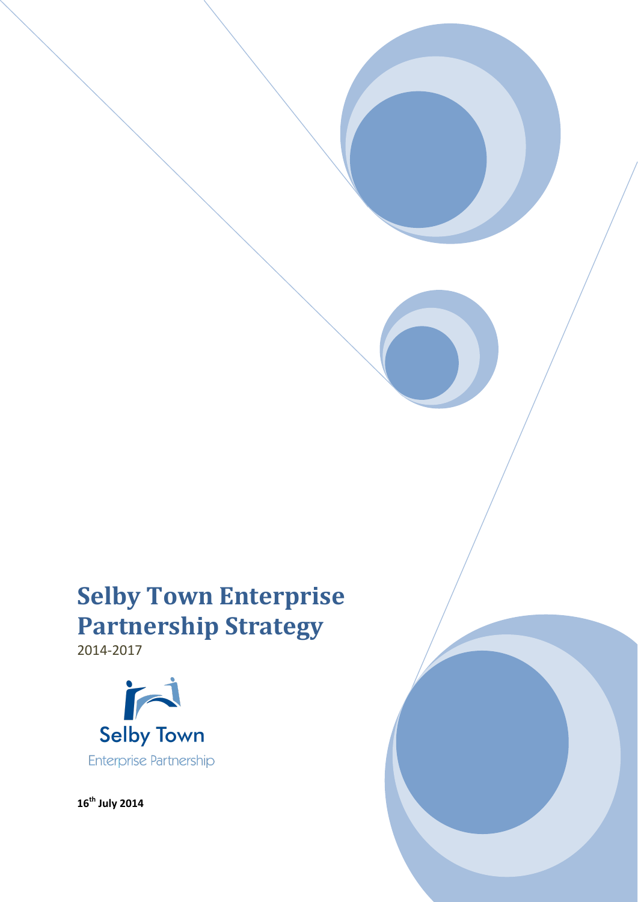# Selby Town Enterprise Partnership Strategy

2014-2017

Selby Town

Enterprise Partnership

**16th July 2014**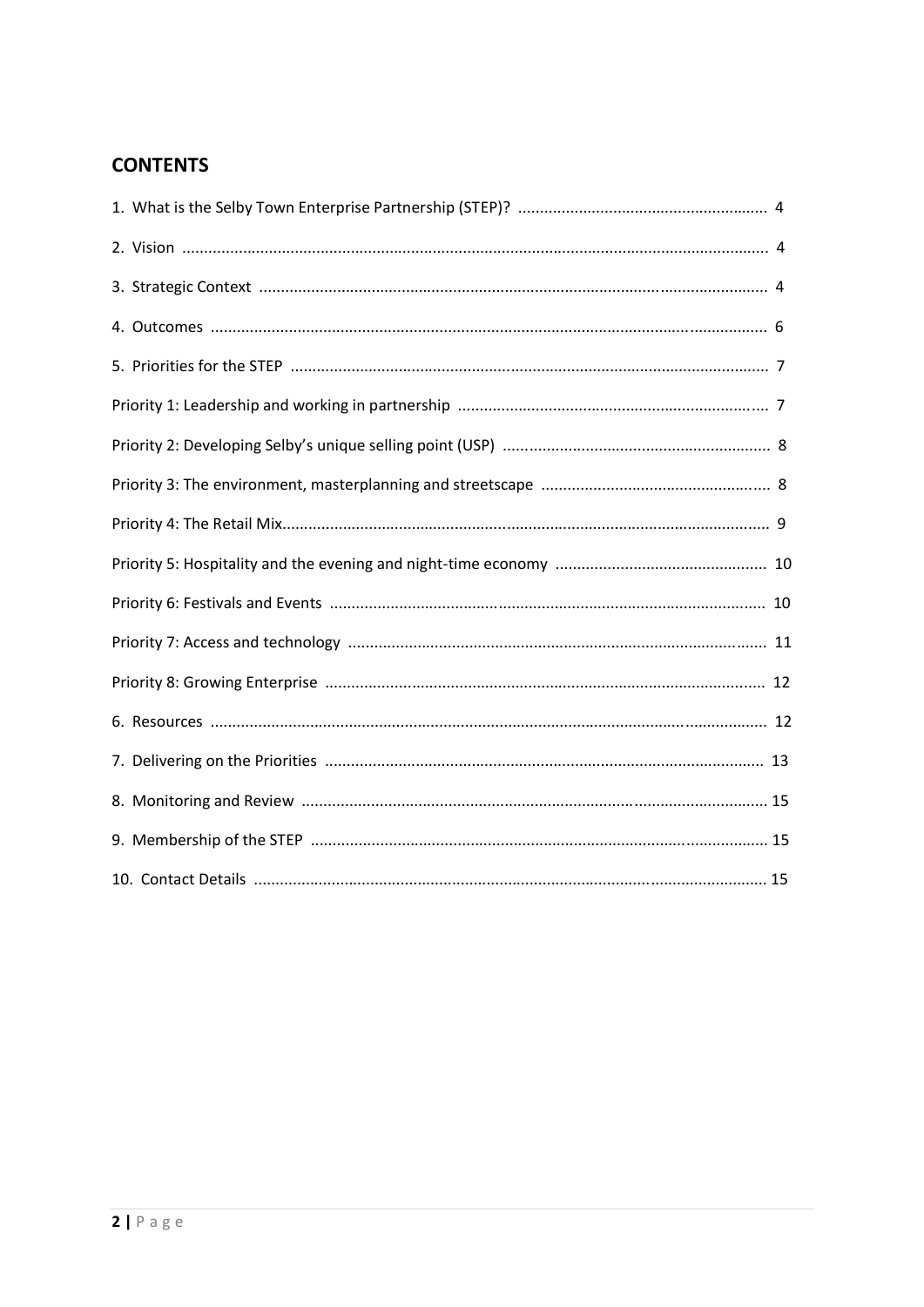## CONTENTS

1. What is the Selby Town Enterprise Partnership (STEP)? .......................................................... 4

2. Vision ....................................................................................................................................... 4

3. Strategic Context ..................................................................................................................... 4

4. Outcomes ................................................................................................................................ 6

5. Priorities for the STEP .............................................................................................................. 7

Priority 1: Leadership and working in partnership ....................................................................... 7

Priority 2: Developing Selby's unique selling point (USP) ............................................................. 8

Priority 3: The environment, masterplanning and streetscape ..................................................... 8

Priority 4: The Retail Mix................................................................................................................ 9

Priority 5: Hospitality and the evening and night-time economy ................................................. 10

Priority 6: Festivals and Events ..................................................................................................... 10

Priority 7: Access and technology ................................................................................................. 11

Priority 8: Growing Enterprise ....................................................................................................... 12

6. Resources ................................................................................................................................ 12

7. Delivering on the Priorities ...................................................................................................... 13

8. Monitoring and Review ............................................................................................................ 15

9. Membership of the STEP .......................................................................................................... 15

10. Contact Details ...................................................................................................................... 15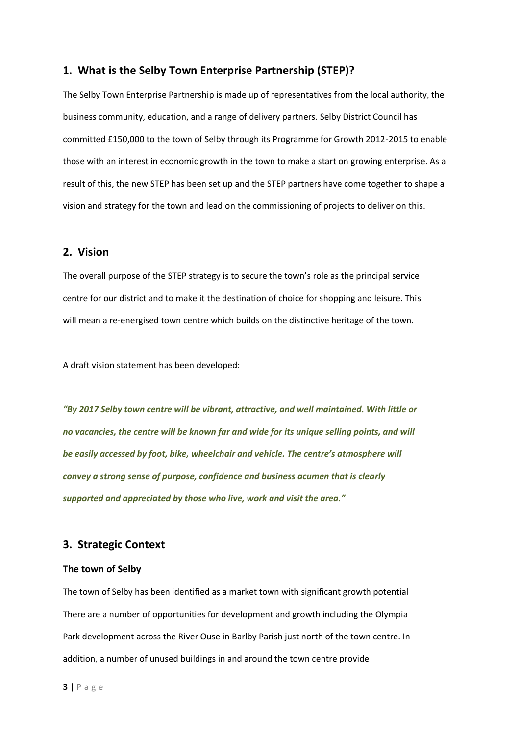## 1. What is the Selby Town Enterprise Partnership (STEP)?

The Selby Town Enterprise Partnership is made up of representatives from the local authority, the business community, education, and a range of delivery partners. Selby District Council has committed £150,000 to the town of Selby through its Programme for Growth 2012-2015 to enable those with an interest in economic growth in the town to make a start on growing enterprise. As a result of this, the new STEP has been set up and the STEP partners have come together to shape a vision and strategy for the town and lead on the commissioning of projects to deliver on this.

## 2. Vision

The overall purpose of the STEP strategy is to secure the town's role as the principal service centre for our district and to make it the destination of choice for shopping and leisure. This will mean a re-energised town centre which builds on the distinctive heritage of the town.

A draft vision statement has been developed:

***"By 2017 Selby town centre will be vibrant, attractive, and well maintained. With little or no vacancies, the centre will be known far and wide for its unique selling points, and will be easily accessed by foot, bike, wheelchair and vehicle. The centre's atmosphere will convey a strong sense of purpose, confidence and business acumen that is clearly supported and appreciated by those who live, work and visit the area."***

## 3. Strategic Context

### The town of Selby

The town of Selby has been identified as a market town with significant growth potential There are a number of opportunities for development and growth including the Olympia Park development across the River Ouse in Barlby Parish just north of the town centre. In addition, a number of unused buildings in and around the town centre provide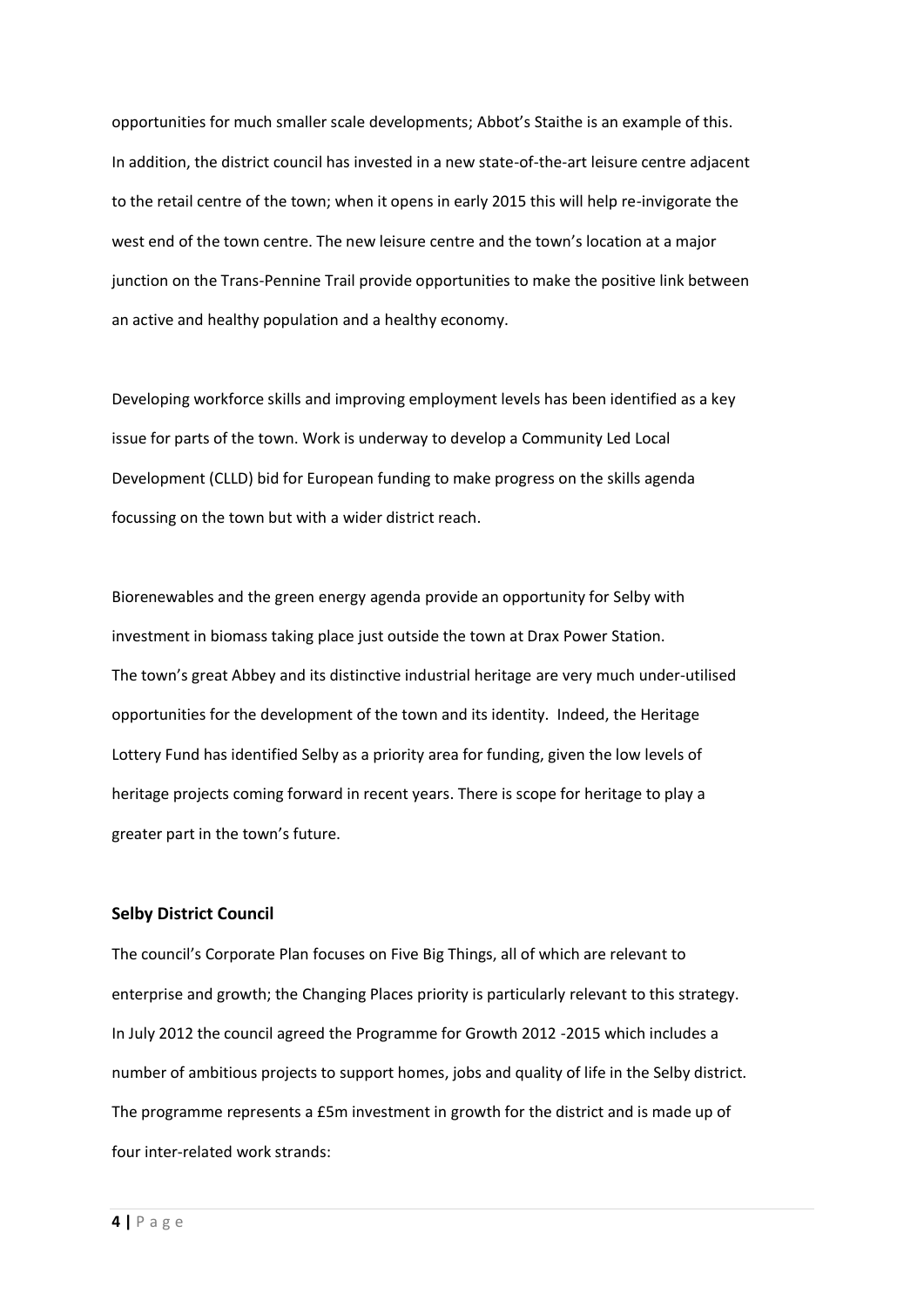opportunities for much smaller scale developments; Abbot's Staithe is an example of this. In addition, the district council has invested in a new state-of-the-art leisure centre adjacent to the retail centre of the town; when it opens in early 2015 this will help re-invigorate the west end of the town centre. The new leisure centre and the town's location at a major junction on the Trans-Pennine Trail provide opportunities to make the positive link between an active and healthy population and a healthy economy.

Developing workforce skills and improving employment levels has been identified as a key issue for parts of the town. Work is underway to develop a Community Led Local Development (CLLD) bid for European funding to make progress on the skills agenda focussing on the town but with a wider district reach.

Biorenewables and the green energy agenda provide an opportunity for Selby with investment in biomass taking place just outside the town at Drax Power Station.
The town's great Abbey and its distinctive industrial heritage are very much under-utilised opportunities for the development of the town and its identity. Indeed, the Heritage Lottery Fund has identified Selby as a priority area for funding, given the low levels of heritage projects coming forward in recent years. There is scope for heritage to play a greater part in the town's future.

**Selby District Council**

The council's Corporate Plan focuses on Five Big Things, all of which are relevant to enterprise and growth; the Changing Places priority is particularly relevant to this strategy. In July 2012 the council agreed the Programme for Growth 2012 -2015 which includes a number of ambitious projects to support homes, jobs and quality of life in the Selby district. The programme represents a £5m investment in growth for the district and is made up of four inter-related work strands: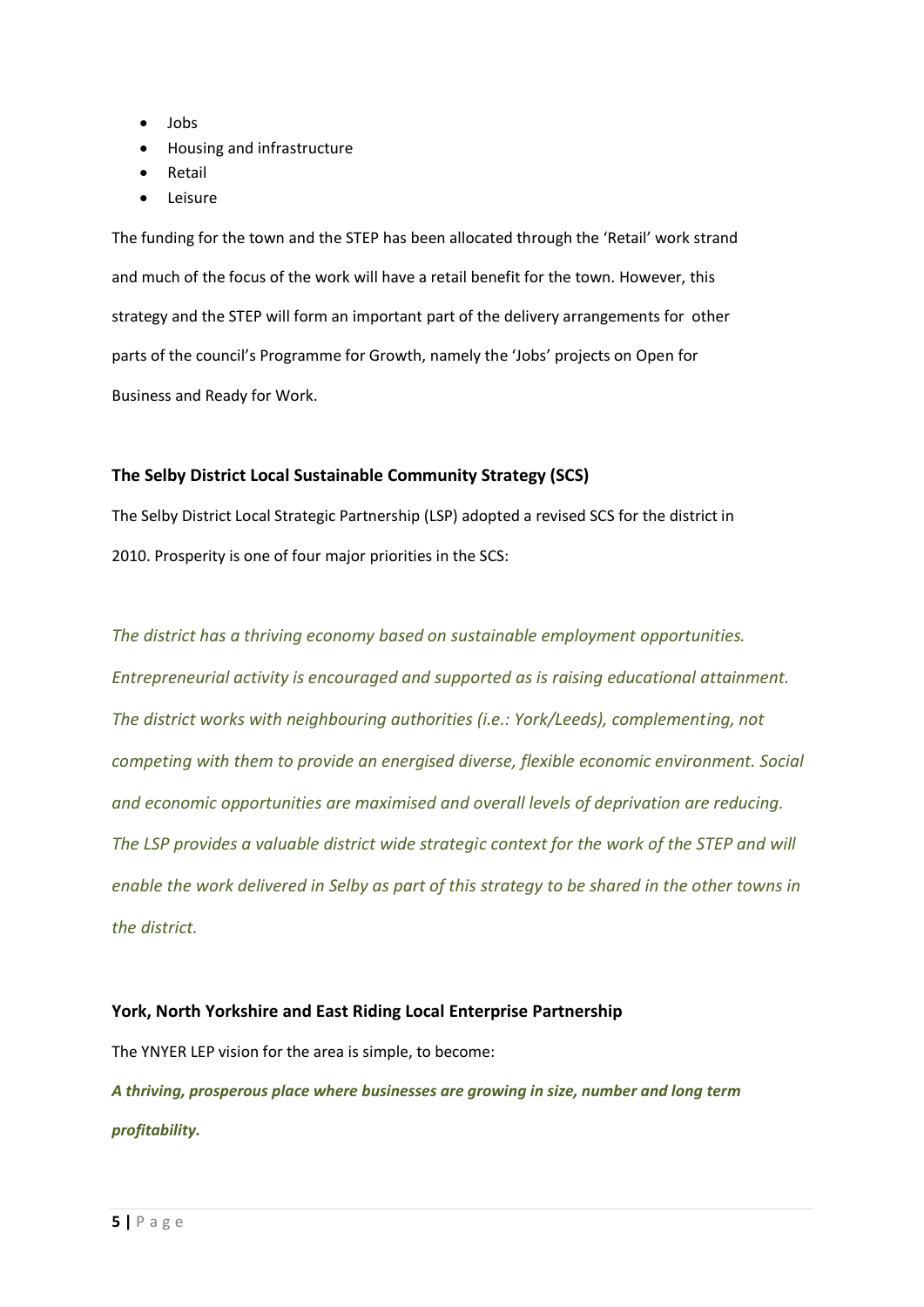- Jobs
- Housing and infrastructure
- Retail
- Leisure

The funding for the town and the STEP has been allocated through the 'Retail' work strand and much of the focus of the work will have a retail benefit for the town. However, this strategy and the STEP will form an important part of the delivery arrangements for other parts of the council's Programme for Growth, namely the 'Jobs' projects on Open for Business and Ready for Work.

**The Selby District Local Sustainable Community Strategy (SCS)**

The Selby District Local Strategic Partnership (LSP) adopted a revised SCS for the district in 2010. Prosperity is one of four major priorities in the SCS:

*The district has a thriving economy based on sustainable employment opportunities. Entrepreneurial activity is encouraged and supported as is raising educational attainment. The district works with neighbouring authorities (i.e.: York/Leeds), complementing, not competing with them to provide an energised diverse, flexible economic environment. Social and economic opportunities are maximised and overall levels of deprivation are reducing. The LSP provides a valuable district wide strategic context for the work of the STEP and will enable the work delivered in Selby as part of this strategy to be shared in the other towns in the district.*

**York, North Yorkshire and East Riding Local Enterprise Partnership**

The YNYER LEP vision for the area is simple, to become:

***A thriving, prosperous place where businesses are growing in size, number and long term profitability.***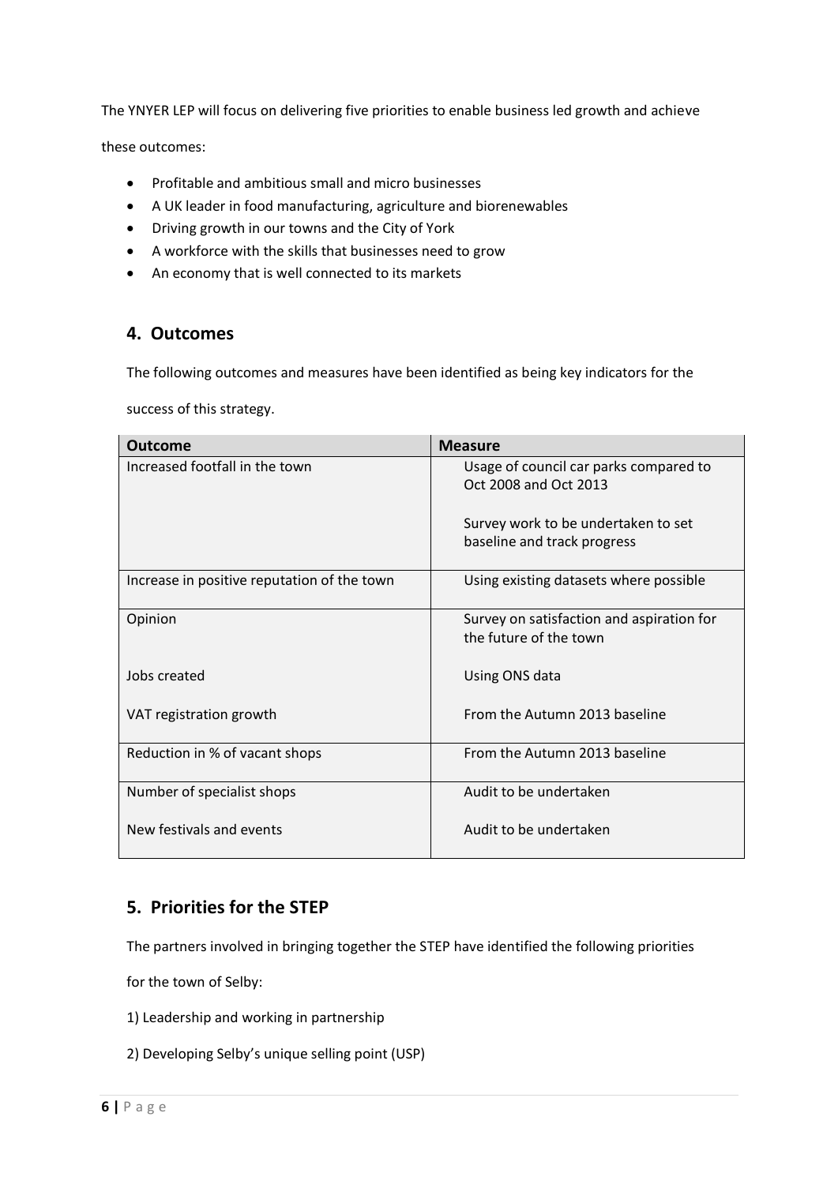The YNYER LEP will focus on delivering five priorities to enable business led growth and achieve these outcomes:

- Profitable and ambitious small and micro businesses
- A UK leader in food manufacturing, agriculture and biorenewables
- Driving growth in our towns and the City of York
- A workforce with the skills that businesses need to grow
- An economy that is well connected to its markets

## 4. Outcomes

The following outcomes and measures have been identified as being key indicators for the success of this strategy.

| Outcome | Measure |
|---|---|
| Increased footfall in the town | Usage of council car parks compared to Oct 2008 and Oct 2013<br><br>Survey work to be undertaken to set baseline and track progress |
| Increase in positive reputation of the town | Using existing datasets where possible |
| Opinion<br><br>Jobs created<br><br>VAT registration growth | Survey on satisfaction and aspiration for the future of the town<br><br>Using ONS data<br><br>From the Autumn 2013 baseline |
| Reduction in % of vacant shops | From the Autumn 2013 baseline |
| Number of specialist shops<br><br>New festivals and events | Audit to be undertaken<br><br>Audit to be undertaken |

## 5. Priorities for the STEP

The partners involved in bringing together the STEP have identified the following priorities for the town of Selby:

1) Leadership and working in partnership

2) Developing Selby's unique selling point (USP)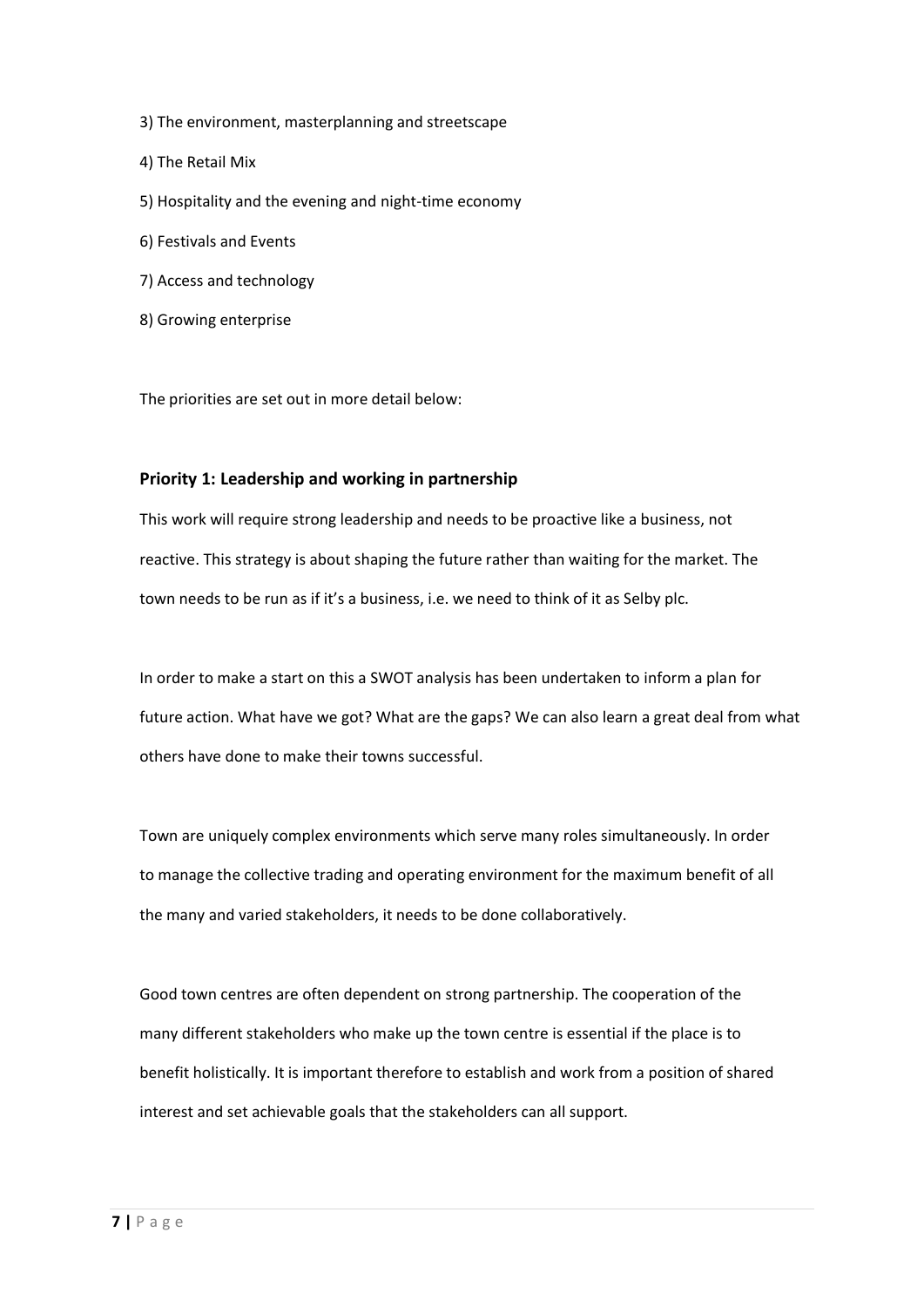3) The environment, masterplanning and streetscape

4) The Retail Mix

5) Hospitality and the evening and night-time economy

6) Festivals and Events

7) Access and technology

8) Growing enterprise

The priorities are set out in more detail below:

### Priority 1: Leadership and working in partnership

This work will require strong leadership and needs to be proactive like a business, not reactive. This strategy is about shaping the future rather than waiting for the market. The town needs to be run as if it's a business, i.e. we need to think of it as Selby plc.

In order to make a start on this a SWOT analysis has been undertaken to inform a plan for future action. What have we got? What are the gaps? We can also learn a great deal from what others have done to make their towns successful.

Town are uniquely complex environments which serve many roles simultaneously. In order to manage the collective trading and operating environment for the maximum benefit of all the many and varied stakeholders, it needs to be done collaboratively.

Good town centres are often dependent on strong partnership. The cooperation of the many different stakeholders who make up the town centre is essential if the place is to benefit holistically. It is important therefore to establish and work from a position of shared interest and set achievable goals that the stakeholders can all support.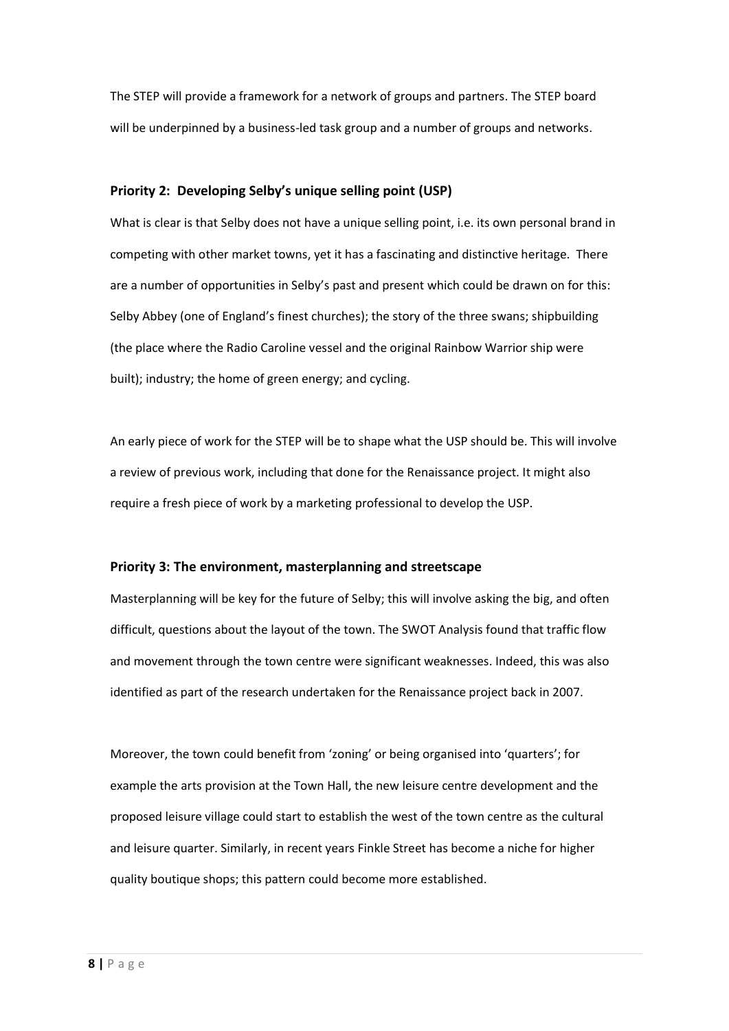The STEP will provide a framework for a network of groups and partners. The STEP board will be underpinned by a business-led task group and a number of groups and networks.

### Priority 2: Developing Selby's unique selling point (USP)

What is clear is that Selby does not have a unique selling point, i.e. its own personal brand in competing with other market towns, yet it has a fascinating and distinctive heritage. There are a number of opportunities in Selby's past and present which could be drawn on for this: Selby Abbey (one of England's finest churches); the story of the three swans; shipbuilding (the place where the Radio Caroline vessel and the original Rainbow Warrior ship were built); industry; the home of green energy; and cycling.

An early piece of work for the STEP will be to shape what the USP should be. This will involve a review of previous work, including that done for the Renaissance project. It might also require a fresh piece of work by a marketing professional to develop the USP.

### Priority 3: The environment, masterplanning and streetscape

Masterplanning will be key for the future of Selby; this will involve asking the big, and often difficult, questions about the layout of the town. The SWOT Analysis found that traffic flow and movement through the town centre were significant weaknesses. Indeed, this was also identified as part of the research undertaken for the Renaissance project back in 2007.

Moreover, the town could benefit from 'zoning' or being organised into 'quarters'; for example the arts provision at the Town Hall, the new leisure centre development and the proposed leisure village could start to establish the west of the town centre as the cultural and leisure quarter. Similarly, in recent years Finkle Street has become a niche for higher quality boutique shops; this pattern could become more established.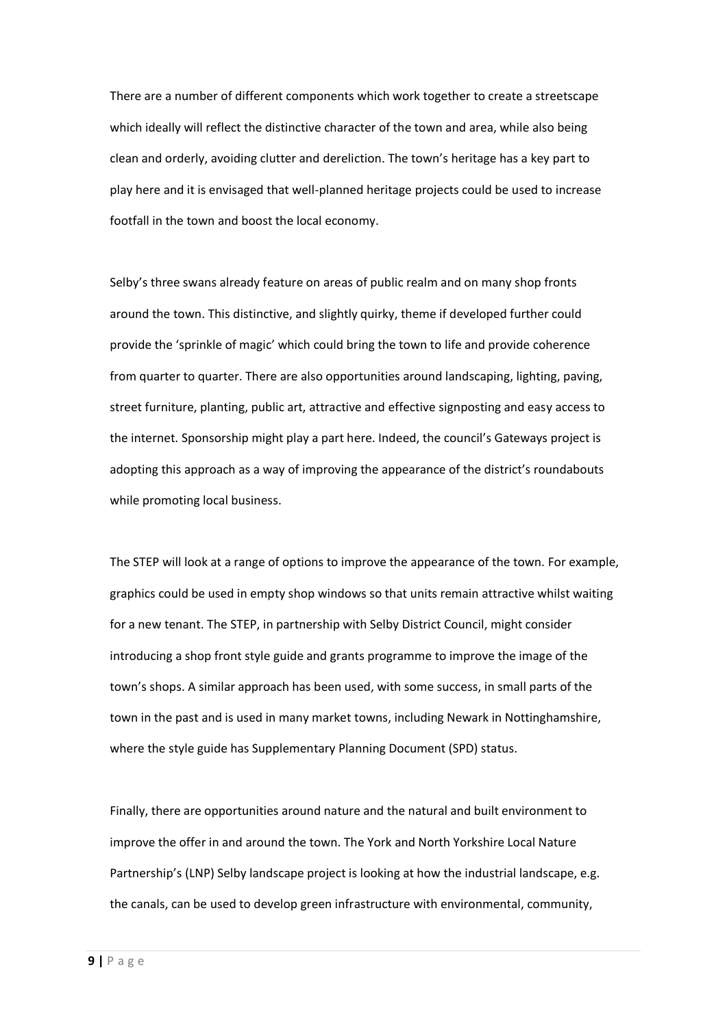There are a number of different components which work together to create a streetscape which ideally will reflect the distinctive character of the town and area, while also being clean and orderly, avoiding clutter and dereliction. The town's heritage has a key part to play here and it is envisaged that well-planned heritage projects could be used to increase footfall in the town and boost the local economy.

Selby's three swans already feature on areas of public realm and on many shop fronts around the town. This distinctive, and slightly quirky, theme if developed further could provide the 'sprinkle of magic' which could bring the town to life and provide coherence from quarter to quarter. There are also opportunities around landscaping, lighting, paving, street furniture, planting, public art, attractive and effective signposting and easy access to the internet. Sponsorship might play a part here. Indeed, the council's Gateways project is adopting this approach as a way of improving the appearance of the district's roundabouts while promoting local business.

The STEP will look at a range of options to improve the appearance of the town. For example, graphics could be used in empty shop windows so that units remain attractive whilst waiting for a new tenant. The STEP, in partnership with Selby District Council, might consider introducing a shop front style guide and grants programme to improve the image of the town's shops. A similar approach has been used, with some success, in small parts of the town in the past and is used in many market towns, including Newark in Nottinghamshire, where the style guide has Supplementary Planning Document (SPD) status.

Finally, there are opportunities around nature and the natural and built environment to improve the offer in and around the town. The York and North Yorkshire Local Nature Partnership's (LNP) Selby landscape project is looking at how the industrial landscape, e.g. the canals, can be used to develop green infrastructure with environmental, community,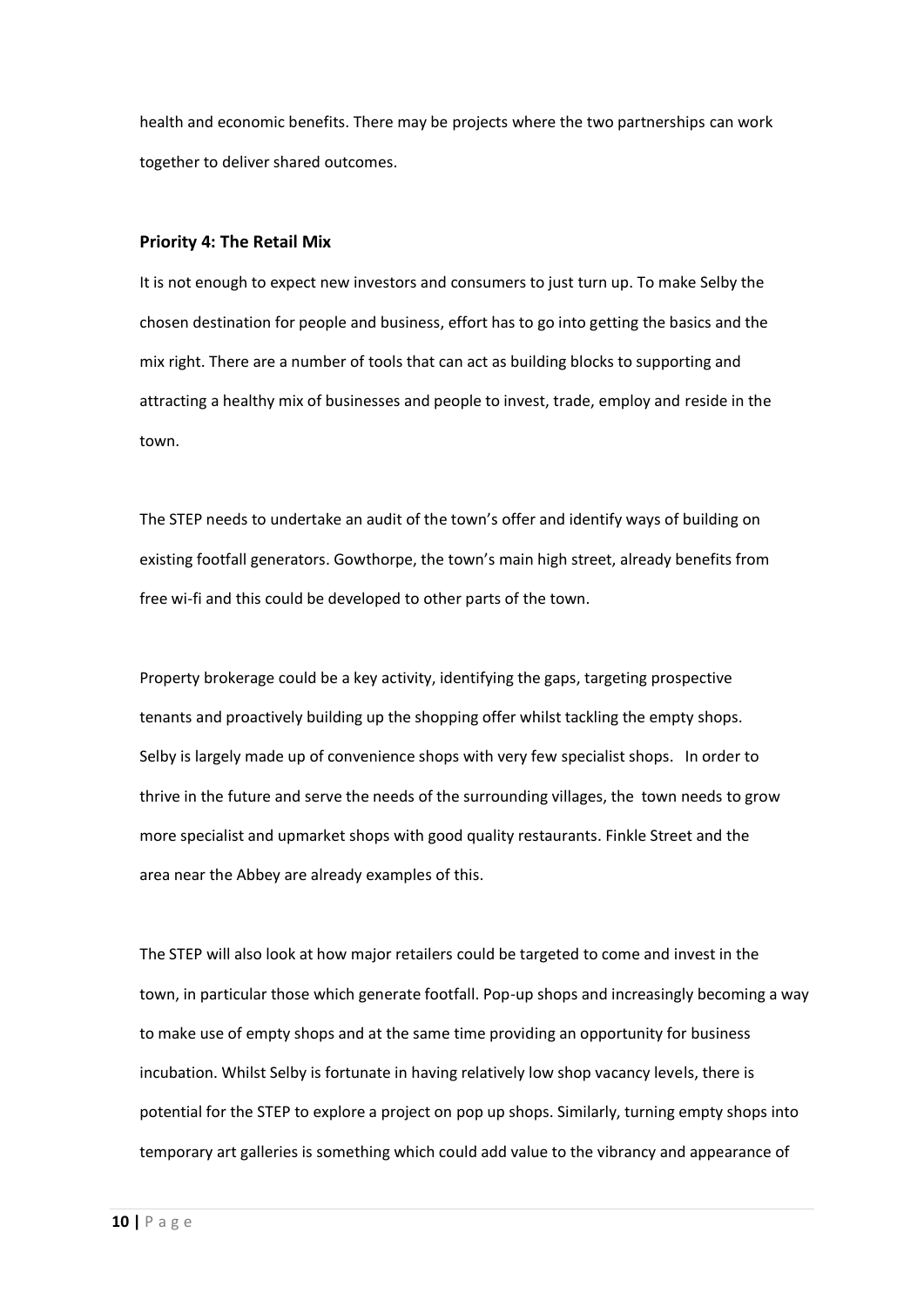health and economic benefits. There may be projects where the two partnerships can work together to deliver shared outcomes.

### Priority 4: The Retail Mix

It is not enough to expect new investors and consumers to just turn up. To make Selby the chosen destination for people and business, effort has to go into getting the basics and the mix right. There are a number of tools that can act as building blocks to supporting and attracting a healthy mix of businesses and people to invest, trade, employ and reside in the town.

The STEP needs to undertake an audit of the town's offer and identify ways of building on existing footfall generators. Gowthorpe, the town's main high street, already benefits from free wi-fi and this could be developed to other parts of the town.

Property brokerage could be a key activity, identifying the gaps, targeting prospective tenants and proactively building up the shopping offer whilst tackling the empty shops. Selby is largely made up of convenience shops with very few specialist shops. In order to thrive in the future and serve the needs of the surrounding villages, the town needs to grow more specialist and upmarket shops with good quality restaurants. Finkle Street and the area near the Abbey are already examples of this.

The STEP will also look at how major retailers could be targeted to come and invest in the town, in particular those which generate footfall. Pop-up shops and increasingly becoming a way to make use of empty shops and at the same time providing an opportunity for business incubation. Whilst Selby is fortunate in having relatively low shop vacancy levels, there is potential for the STEP to explore a project on pop up shops. Similarly, turning empty shops into temporary art galleries is something which could add value to the vibrancy and appearance of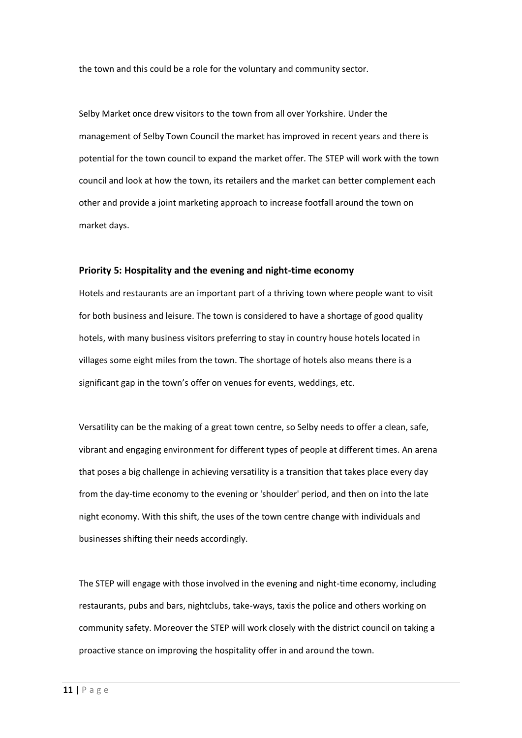the town and this could be a role for the voluntary and community sector.

Selby Market once drew visitors to the town from all over Yorkshire. Under the management of Selby Town Council the market has improved in recent years and there is potential for the town council to expand the market offer. The STEP will work with the town council and look at how the town, its retailers and the market can better complement each other and provide a joint marketing approach to increase footfall around the town on market days.

### Priority 5: Hospitality and the evening and night-time economy

Hotels and restaurants are an important part of a thriving town where people want to visit for both business and leisure. The town is considered to have a shortage of good quality hotels, with many business visitors preferring to stay in country house hotels located in villages some eight miles from the town. The shortage of hotels also means there is a significant gap in the town's offer on venues for events, weddings, etc.

Versatility can be the making of a great town centre, so Selby needs to offer a clean, safe, vibrant and engaging environment for different types of people at different times. An arena that poses a big challenge in achieving versatility is a transition that takes place every day from the day-time economy to the evening or 'shoulder' period, and then on into the late night economy. With this shift, the uses of the town centre change with individuals and businesses shifting their needs accordingly.

The STEP will engage with those involved in the evening and night-time economy, including restaurants, pubs and bars, nightclubs, take-ways, taxis the police and others working on community safety. Moreover the STEP will work closely with the district council on taking a proactive stance on improving the hospitality offer in and around the town.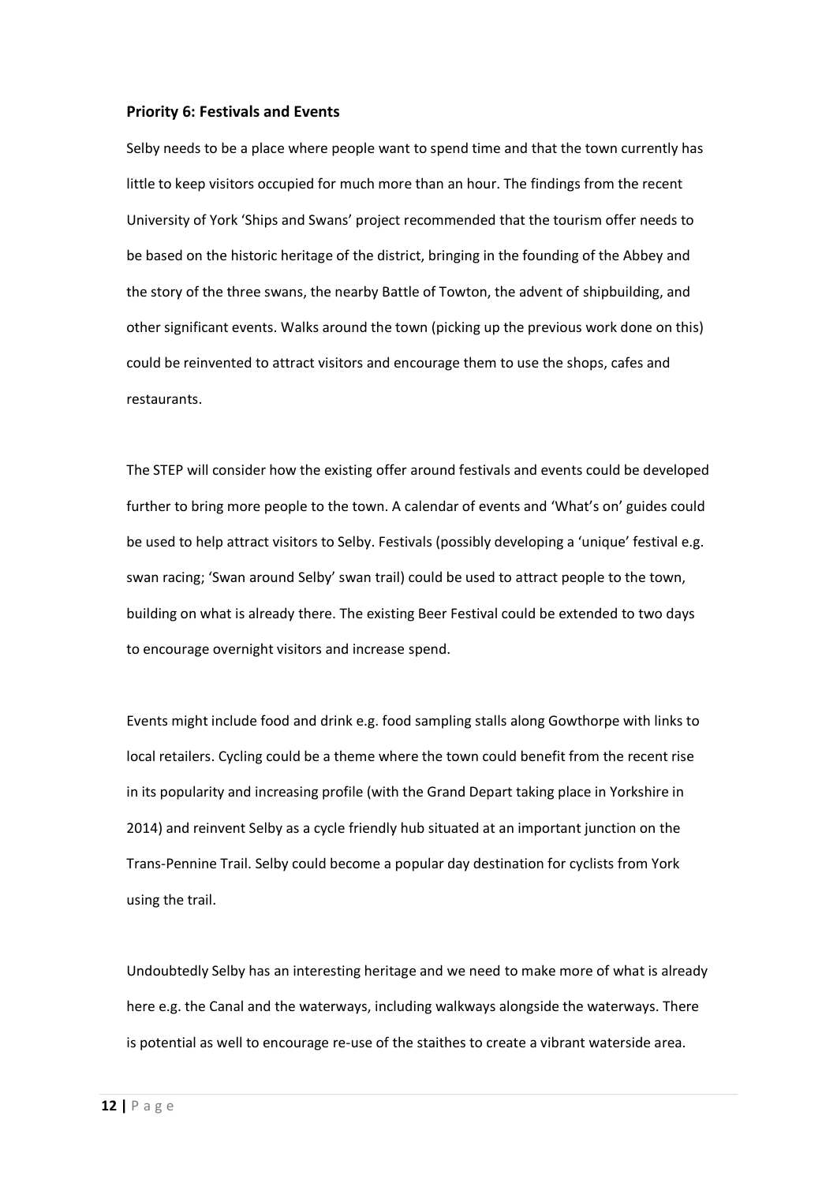### Priority 6: Festivals and Events

Selby needs to be a place where people want to spend time and that the town currently has little to keep visitors occupied for much more than an hour. The findings from the recent University of York 'Ships and Swans' project recommended that the tourism offer needs to be based on the historic heritage of the district, bringing in the founding of the Abbey and the story of the three swans, the nearby Battle of Towton, the advent of shipbuilding, and other significant events. Walks around the town (picking up the previous work done on this) could be reinvented to attract visitors and encourage them to use the shops, cafes and restaurants.

The STEP will consider how the existing offer around festivals and events could be developed further to bring more people to the town. A calendar of events and 'What's on' guides could be used to help attract visitors to Selby. Festivals (possibly developing a 'unique' festival e.g. swan racing; 'Swan around Selby' swan trail) could be used to attract people to the town, building on what is already there. The existing Beer Festival could be extended to two days to encourage overnight visitors and increase spend.

Events might include food and drink e.g. food sampling stalls along Gowthorpe with links to local retailers. Cycling could be a theme where the town could benefit from the recent rise in its popularity and increasing profile (with the Grand Depart taking place in Yorkshire in 2014) and reinvent Selby as a cycle friendly hub situated at an important junction on the Trans-Pennine Trail. Selby could become a popular day destination for cyclists from York using the trail.

Undoubtedly Selby has an interesting heritage and we need to make more of what is already here e.g. the Canal and the waterways, including walkways alongside the waterways. There is potential as well to encourage re-use of the staithes to create a vibrant waterside area.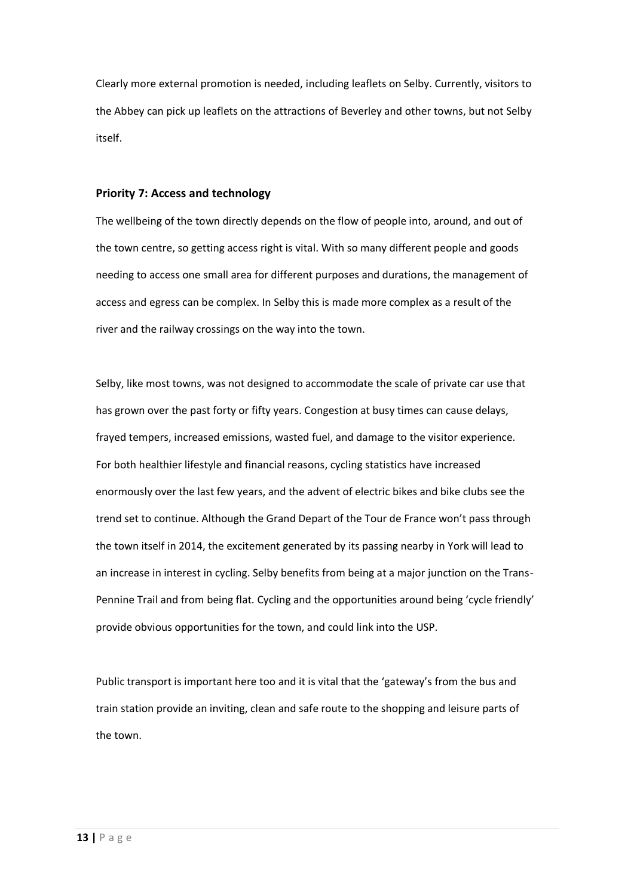Clearly more external promotion is needed, including leaflets on Selby. Currently, visitors to the Abbey can pick up leaflets on the attractions of Beverley and other towns, but not Selby itself.

### Priority 7: Access and technology

The wellbeing of the town directly depends on the flow of people into, around, and out of the town centre, so getting access right is vital. With so many different people and goods needing to access one small area for different purposes and durations, the management of access and egress can be complex. In Selby this is made more complex as a result of the river and the railway crossings on the way into the town.

Selby, like most towns, was not designed to accommodate the scale of private car use that has grown over the past forty or fifty years. Congestion at busy times can cause delays, frayed tempers, increased emissions, wasted fuel, and damage to the visitor experience. For both healthier lifestyle and financial reasons, cycling statistics have increased enormously over the last few years, and the advent of electric bikes and bike clubs see the trend set to continue. Although the Grand Depart of the Tour de France won't pass through the town itself in 2014, the excitement generated by its passing nearby in York will lead to an increase in interest in cycling. Selby benefits from being at a major junction on the Trans-Pennine Trail and from being flat. Cycling and the opportunities around being 'cycle friendly' provide obvious opportunities for the town, and could link into the USP.

Public transport is important here too and it is vital that the 'gateway's from the bus and train station provide an inviting, clean and safe route to the shopping and leisure parts of the town.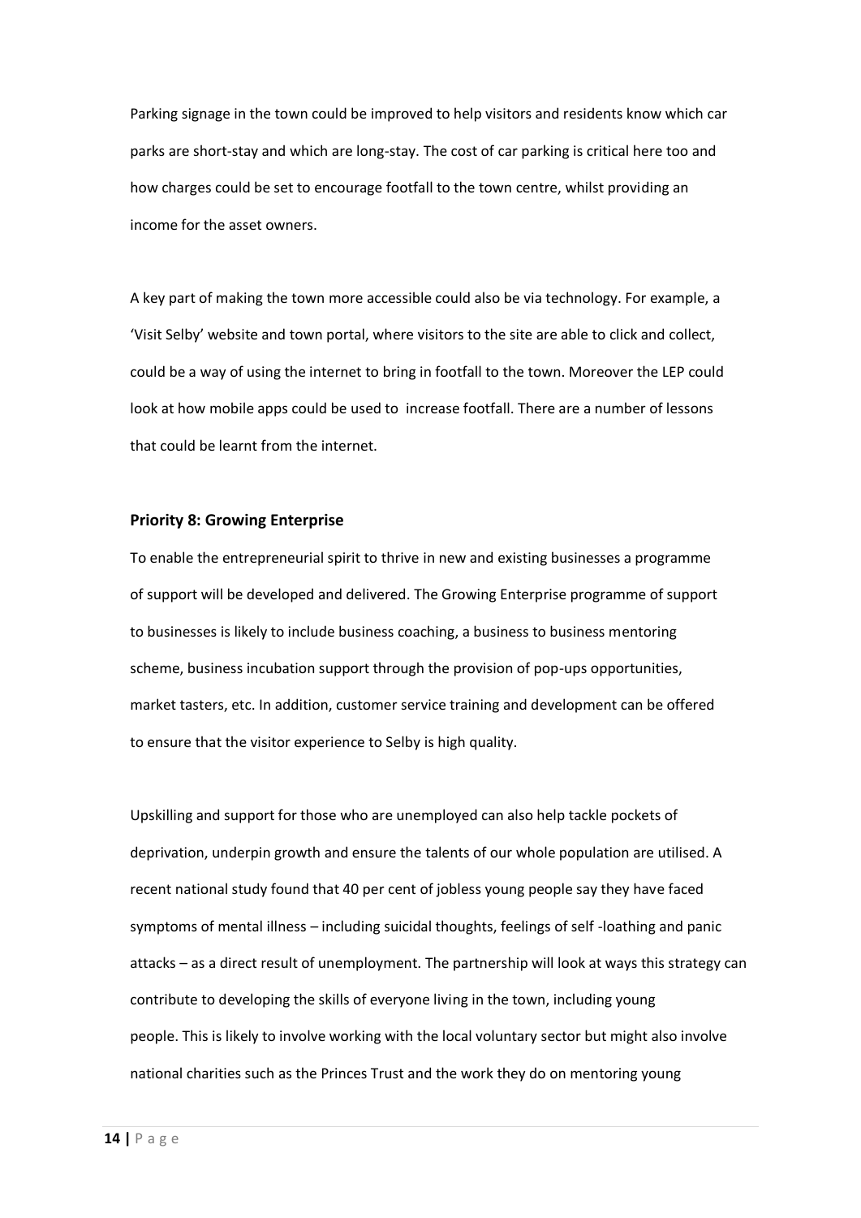Parking signage in the town could be improved to help visitors and residents know which car parks are short-stay and which are long-stay. The cost of car parking is critical here too and how charges could be set to encourage footfall to the town centre, whilst providing an income for the asset owners.

A key part of making the town more accessible could also be via technology. For example, a 'Visit Selby' website and town portal, where visitors to the site are able to click and collect, could be a way of using the internet to bring in footfall to the town. Moreover the LEP could look at how mobile apps could be used to increase footfall. There are a number of lessons that could be learnt from the internet.

### Priority 8: Growing Enterprise

To enable the entrepreneurial spirit to thrive in new and existing businesses a programme of support will be developed and delivered. The Growing Enterprise programme of support to businesses is likely to include business coaching, a business to business mentoring scheme, business incubation support through the provision of pop-ups opportunities, market tasters, etc. In addition, customer service training and development can be offered to ensure that the visitor experience to Selby is high quality.

Upskilling and support for those who are unemployed can also help tackle pockets of deprivation, underpin growth and ensure the talents of our whole population are utilised. A recent national study found that 40 per cent of jobless young people say they have faced symptoms of mental illness – including suicidal thoughts, feelings of self -loathing and panic attacks – as a direct result of unemployment. The partnership will look at ways this strategy can contribute to developing the skills of everyone living in the town, including young people. This is likely to involve working with the local voluntary sector but might also involve national charities such as the Princes Trust and the work they do on mentoring young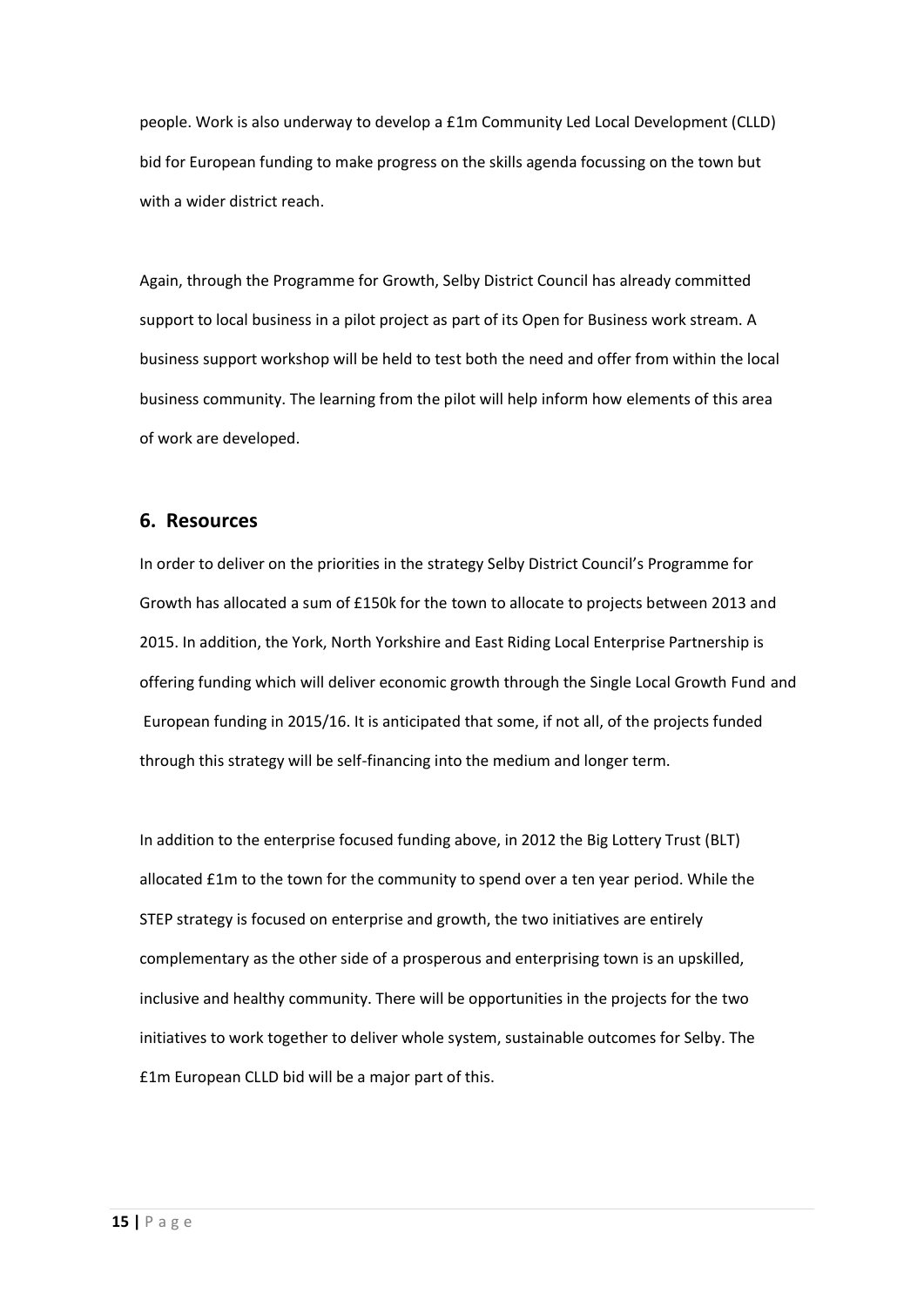people. Work is also underway to develop a £1m Community Led Local Development (CLLD) bid for European funding to make progress on the skills agenda focussing on the town but with a wider district reach.

Again, through the Programme for Growth, Selby District Council has already committed support to local business in a pilot project as part of its Open for Business work stream. A business support workshop will be held to test both the need and offer from within the local business community. The learning from the pilot will help inform how elements of this area of work are developed.

## 6. Resources

In order to deliver on the priorities in the strategy Selby District Council's Programme for Growth has allocated a sum of £150k for the town to allocate to projects between 2013 and 2015. In addition, the York, North Yorkshire and East Riding Local Enterprise Partnership is offering funding which will deliver economic growth through the Single Local Growth Fund and European funding in 2015/16. It is anticipated that some, if not all, of the projects funded through this strategy will be self-financing into the medium and longer term.

In addition to the enterprise focused funding above, in 2012 the Big Lottery Trust (BLT) allocated £1m to the town for the community to spend over a ten year period. While the STEP strategy is focused on enterprise and growth, the two initiatives are entirely complementary as the other side of a prosperous and enterprising town is an upskilled, inclusive and healthy community. There will be opportunities in the projects for the two initiatives to work together to deliver whole system, sustainable outcomes for Selby. The £1m European CLLD bid will be a major part of this.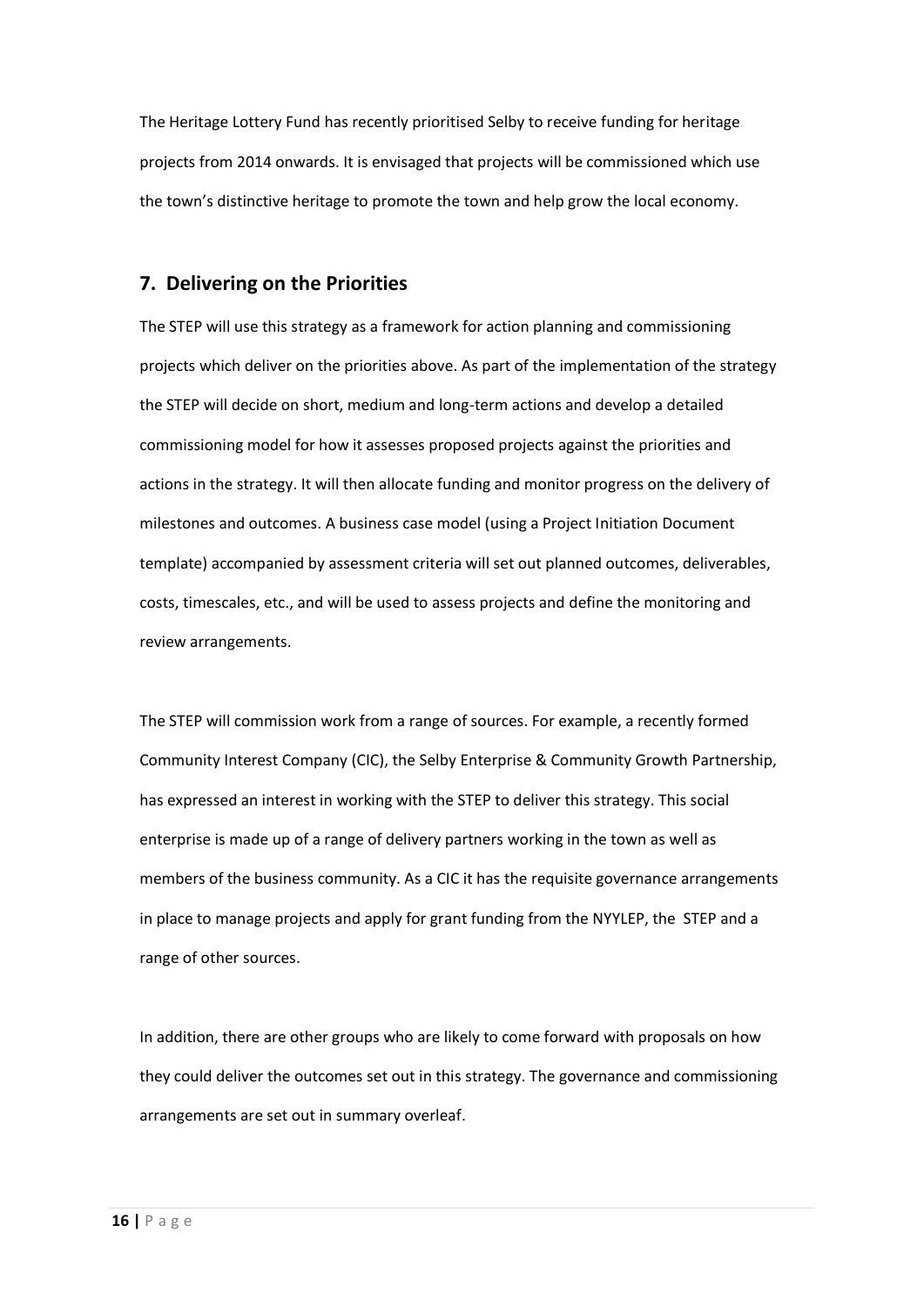The Heritage Lottery Fund has recently prioritised Selby to receive funding for heritage projects from 2014 onwards. It is envisaged that projects will be commissioned which use the town's distinctive heritage to promote the town and help grow the local economy.

## 7. Delivering on the Priorities

The STEP will use this strategy as a framework for action planning and commissioning projects which deliver on the priorities above. As part of the implementation of the strategy the STEP will decide on short, medium and long-term actions and develop a detailed commissioning model for how it assesses proposed projects against the priorities and actions in the strategy. It will then allocate funding and monitor progress on the delivery of milestones and outcomes. A business case model (using a Project Initiation Document template) accompanied by assessment criteria will set out planned outcomes, deliverables, costs, timescales, etc., and will be used to assess projects and define the monitoring and review arrangements.

The STEP will commission work from a range of sources. For example, a recently formed Community Interest Company (CIC), the Selby Enterprise & Community Growth Partnership, has expressed an interest in working with the STEP to deliver this strategy. This social enterprise is made up of a range of delivery partners working in the town as well as members of the business community. As a CIC it has the requisite governance arrangements in place to manage projects and apply for grant funding from the NYYLEP, the STEP and a range of other sources.

In addition, there are other groups who are likely to come forward with proposals on how they could deliver the outcomes set out in this strategy. The governance and commissioning arrangements are set out in summary overleaf.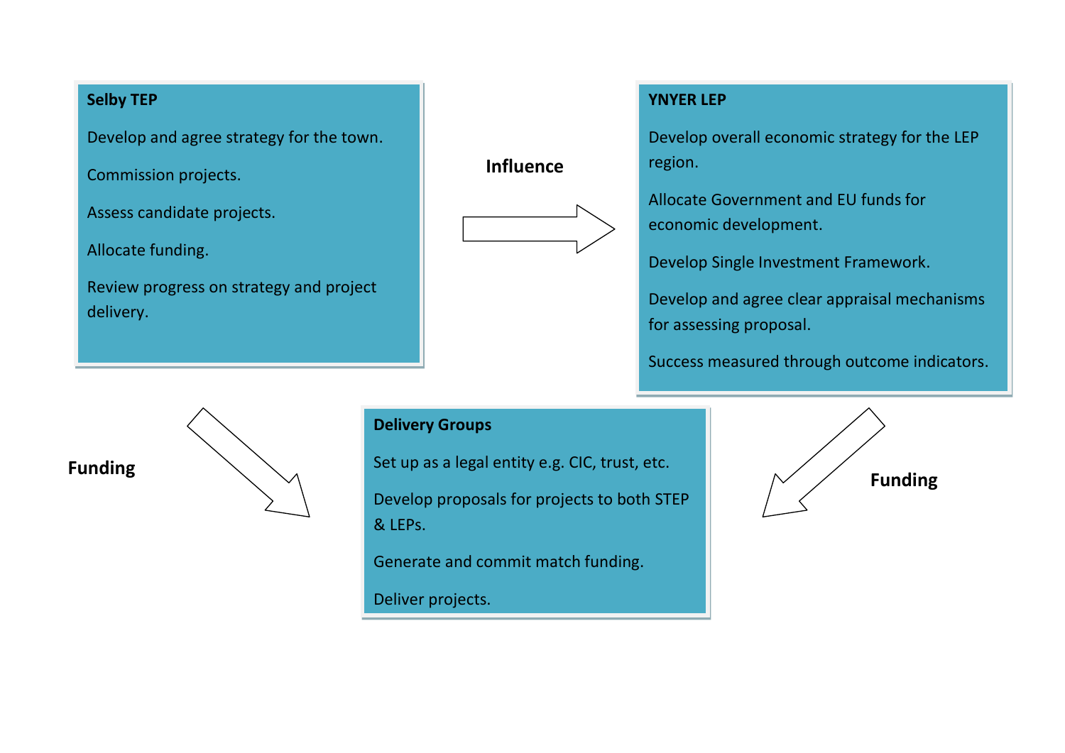**Selby TEP**

Develop and agree strategy for the town.

Commission projects.

Assess candidate projects.

Allocate funding.

Review progress on strategy and project delivery.

**Influence**

**YNYER LEP**

Develop overall economic strategy for the LEP region.

Allocate Government and EU funds for economic development.

Develop Single Investment Framework.

Develop and agree clear appraisal mechanisms for assessing proposal.

Success measured through outcome indicators.

**Funding**

**Funding**

**Delivery Groups**

Set up as a legal entity e.g. CIC, trust, etc.

Develop proposals for projects to both STEP & LEPs.

Generate and commit match funding.

Deliver projects.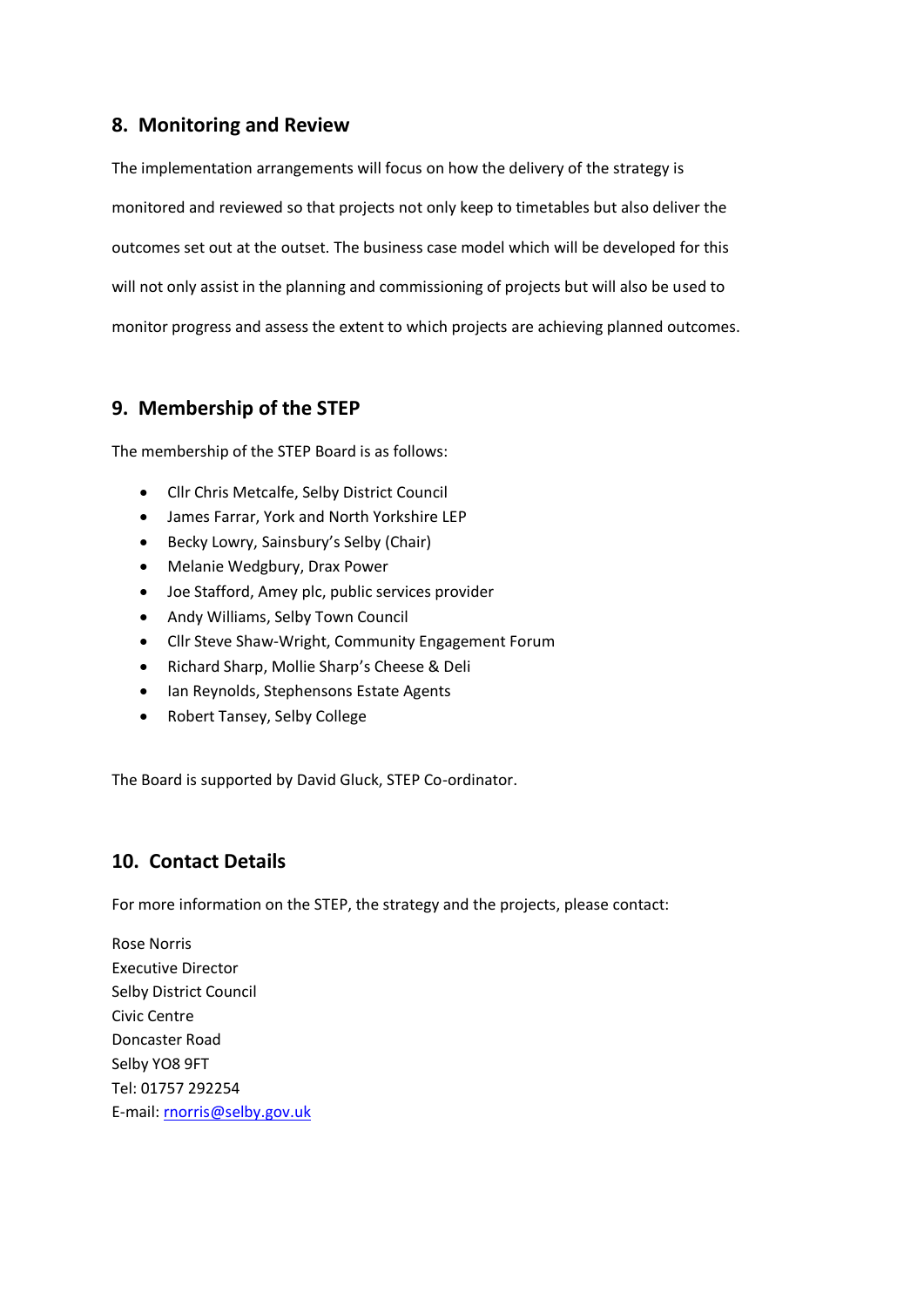## 8. Monitoring and Review

The implementation arrangements will focus on how the delivery of the strategy is monitored and reviewed so that projects not only keep to timetables but also deliver the outcomes set out at the outset. The business case model which will be developed for this will not only assist in the planning and commissioning of projects but will also be used to monitor progress and assess the extent to which projects are achieving planned outcomes.

## 9. Membership of the STEP

The membership of the STEP Board is as follows:

- Cllr Chris Metcalfe, Selby District Council
- James Farrar, York and North Yorkshire LEP
- Becky Lowry, Sainsbury's Selby (Chair)
- Melanie Wedgbury, Drax Power
- Joe Stafford, Amey plc, public services provider
- Andy Williams, Selby Town Council
- Cllr Steve Shaw-Wright, Community Engagement Forum
- Richard Sharp, Mollie Sharp's Cheese & Deli
- Ian Reynolds, Stephensons Estate Agents
- Robert Tansey, Selby College

The Board is supported by David Gluck, STEP Co-ordinator.

## 10. Contact Details

For more information on the STEP, the strategy and the projects, please contact:

Rose Norris
Executive Director
Selby District Council
Civic Centre
Doncaster Road
Selby YO8 9FT
Tel: 01757 292254
E-mail: rnorris@selby.gov.uk